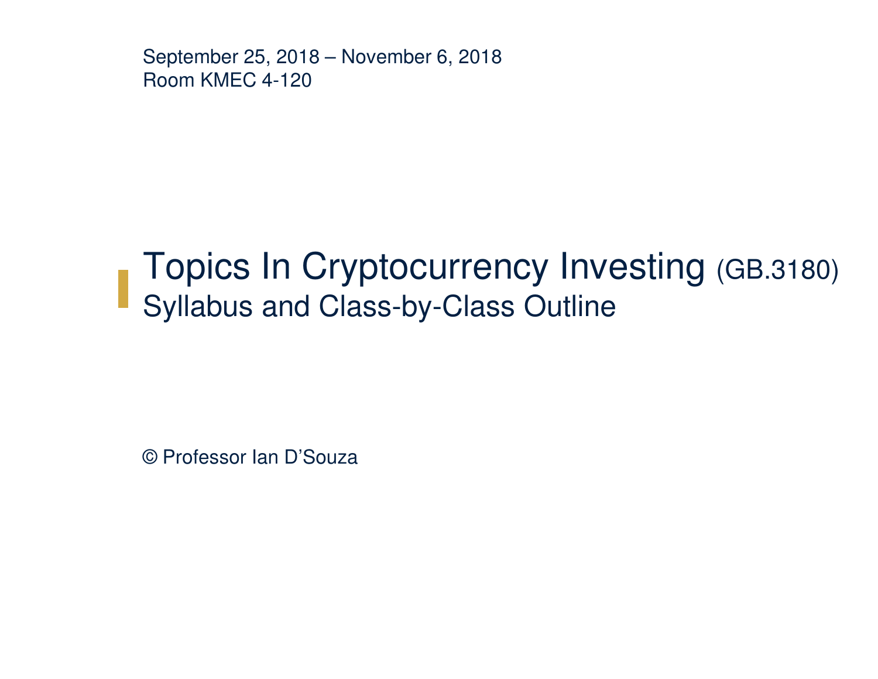September 25, 2018 – November 6, 2018
Room KMEC 4-120

# Topics In Cryptocurrency Investing (GB.3180)

## Syllabus and Class-by-Class Outline

© Professor Ian D'Souza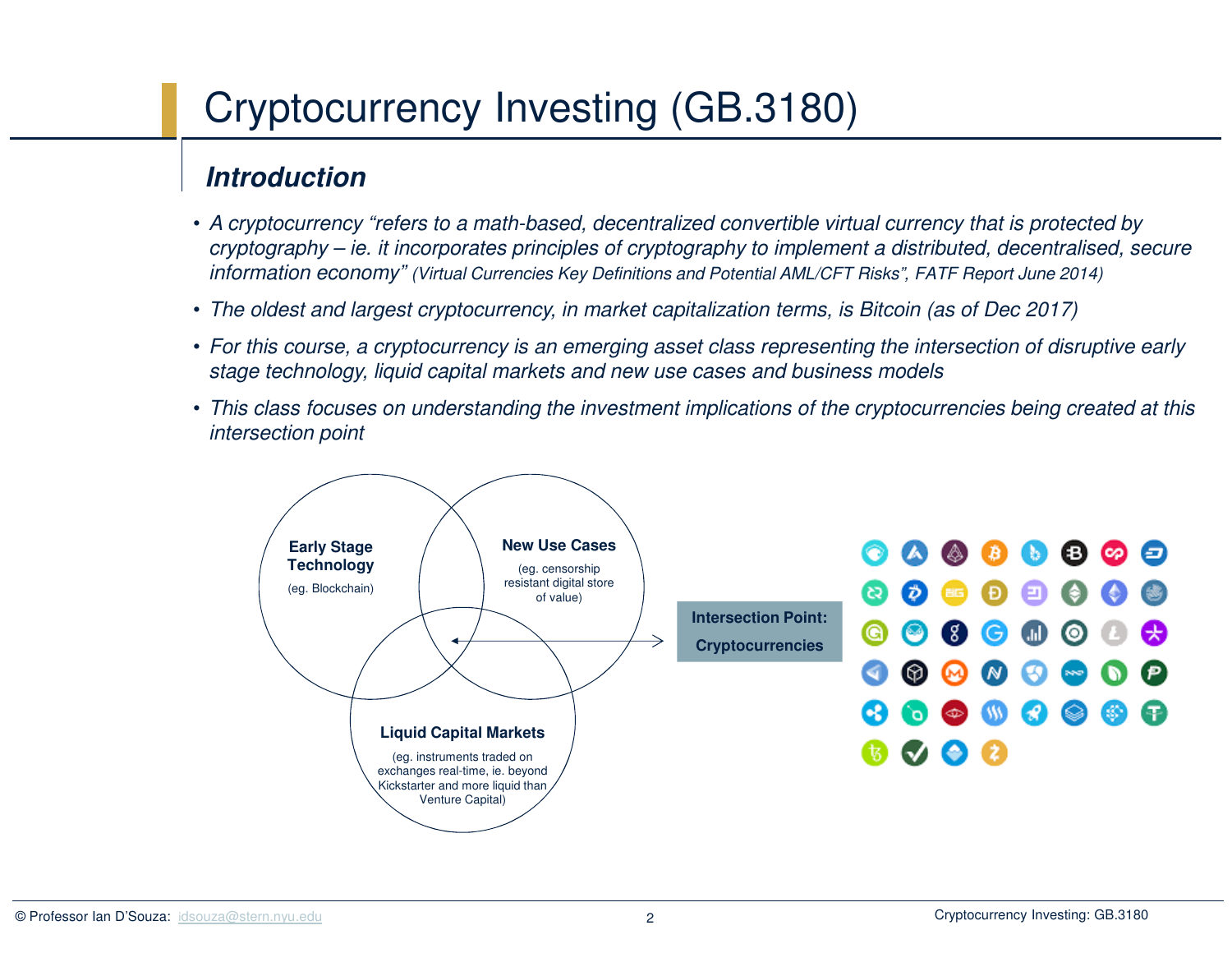# Cryptocurrency Investing (GB.3180)

## *Introduction*

- *A cryptocurrency "refers to a math-based, decentralized convertible virtual currency that is protected by cryptography – ie. it incorporates principles of cryptography to implement a distributed, decentralised, secure information economy" (Virtual Currencies Key Definitions and Potential AML/CFT Risks", FATF Report June 2014)*
- *The oldest and largest cryptocurrency, in market capitalization terms, is Bitcoin (as of Dec 2017)*
- *For this course, a cryptocurrency is an emerging asset class representing the intersection of disruptive early stage technology, liquid capital markets and new use cases and business models*
- *This class focuses on understanding the investment implications of the cryptocurrencies being created at this intersection point*

**Early Stage Technology**
(eg. Blockchain)

**New Use Cases**
(eg. censorship resistant digital store of value)

**Liquid Capital Markets**
(eg. instruments traded on exchanges real-time, ie. beyond Kickstarter and more liquid than Venture Capital)

**Intersection Point: Cryptocurrencies**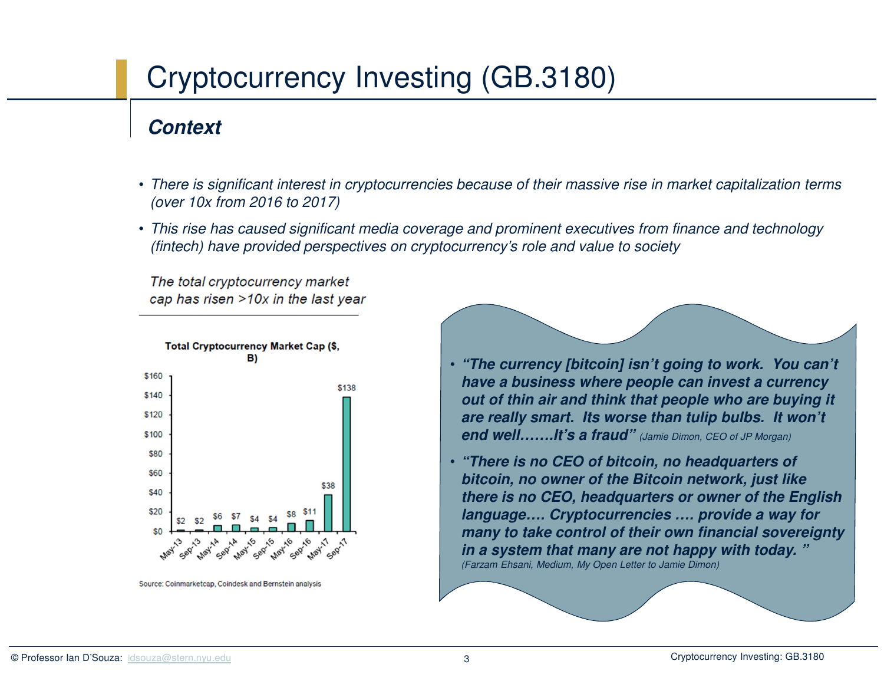# Cryptocurrency Investing (GB.3180)

## *Context*

- *There is significant interest in cryptocurrencies because of their massive rise in market capitalization terms (over 10x from 2016 to 2017)*
- *This rise has caused significant media coverage and prominent executives from finance and technology (fintech) have provided perspectives on cryptocurrency's role and value to society*

*The total cryptocurrency market cap has risen >10x in the last year*

**Total Cryptocurrency Market Cap ($, B)**

$160
$140
$120
$100
$80
$60
$40
$20
$0

$2 $2 $6 $7 $4 $4 $8 $11 $38 $138

May-13 Sep-13 May-14 Sep-14 May-15 Sep-15 May-16 Sep-16 May-17 Sep-17

Source: Coinmarketcap, Coindesk and Bernstein analysis

- ***"The currency [bitcoin] isn't going to work. You can't have a business where people can invest a currency out of thin air and think that people who are buying it are really smart. Its worse than tulip bulbs. It won't end well…….It's a fraud"*** *(Jamie Dimon, CEO of JP Morgan)*
- ***"There is no CEO of bitcoin, no headquarters of bitcoin, no owner of the Bitcoin network, just like there is no CEO, headquarters or owner of the English language…. Cryptocurrencies …. provide a way for many to take control of their own financial sovereignty in a system that many are not happy with today. "*** *(Farzam Ehsani, Medium, My Open Letter to Jamie Dimon)*

© Professor Ian D'Souza: idsouza@stern.nyu.edu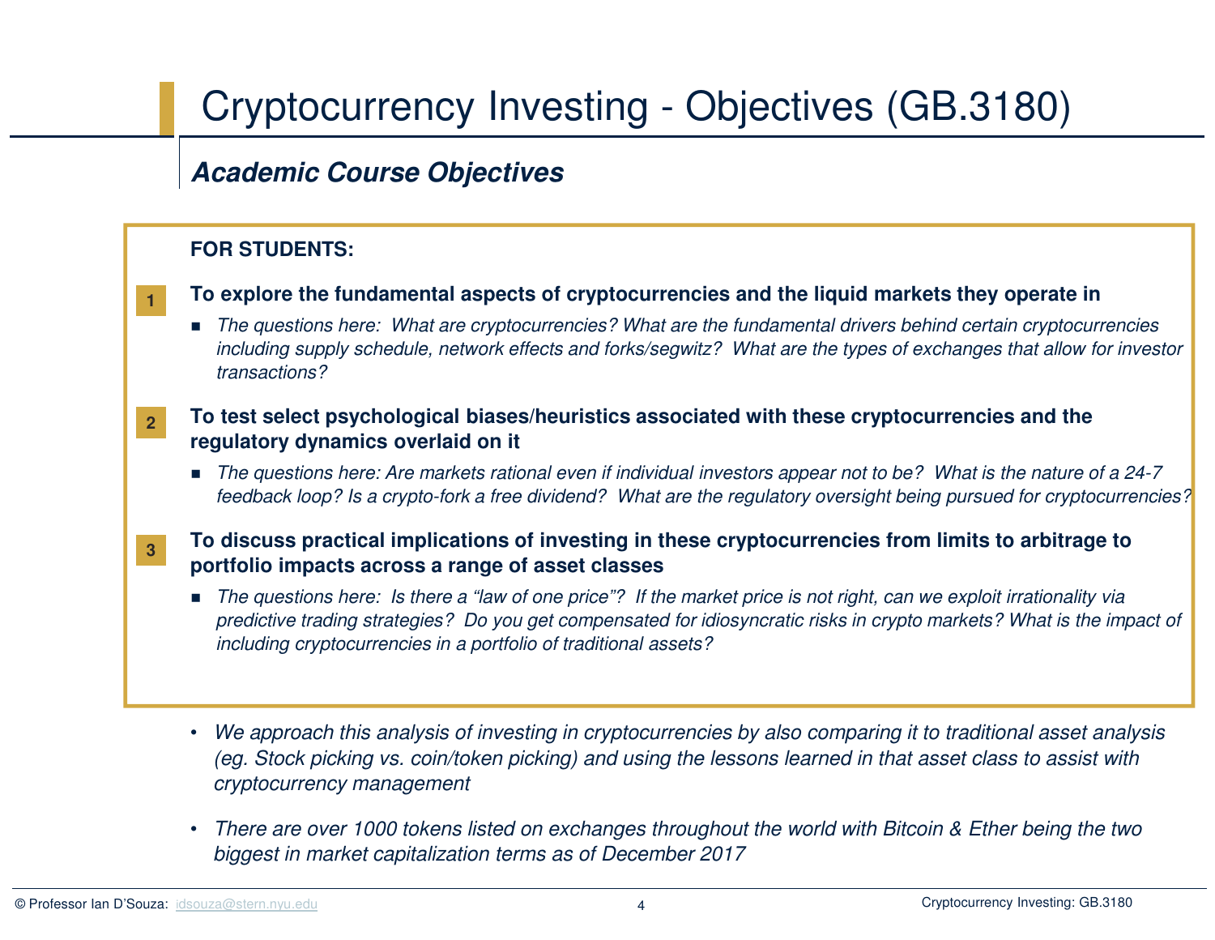# Cryptocurrency Investing - Objectives (GB.3180)

## *Academic Course Objectives*

**FOR STUDENTS:**

1. **To explore the fundamental aspects of cryptocurrencies and the liquid markets they operate in**
   - *The questions here: What are cryptocurrencies? What are the fundamental drivers behind certain cryptocurrencies including supply schedule, network effects and forks/segwitz? What are the types of exchanges that allow for investor transactions?*

2. **To test select psychological biases/heuristics associated with these cryptocurrencies and the regulatory dynamics overlaid on it**
   - *The questions here: Are markets rational even if individual investors appear not to be? What is the nature of a 24-7 feedback loop? Is a crypto-fork a free dividend? What are the regulatory oversight being pursued for cryptocurrencies?*

3. **To discuss practical implications of investing in these cryptocurrencies from limits to arbitrage to portfolio impacts across a range of asset classes**
   - *The questions here: Is there a "law of one price"? If the market price is not right, can we exploit irrationality via predictive trading strategies? Do you get compensated for idiosyncratic risks in crypto markets? What is the impact of including cryptocurrencies in a portfolio of traditional assets?*

- *We approach this analysis of investing in cryptocurrencies by also comparing it to traditional asset analysis (eg. Stock picking vs. coin/token picking) and using the lessons learned in that asset class to assist with cryptocurrency management*
- *There are over 1000 tokens listed on exchanges throughout the world with Bitcoin & Ether being the two biggest in market capitalization terms as of December 2017*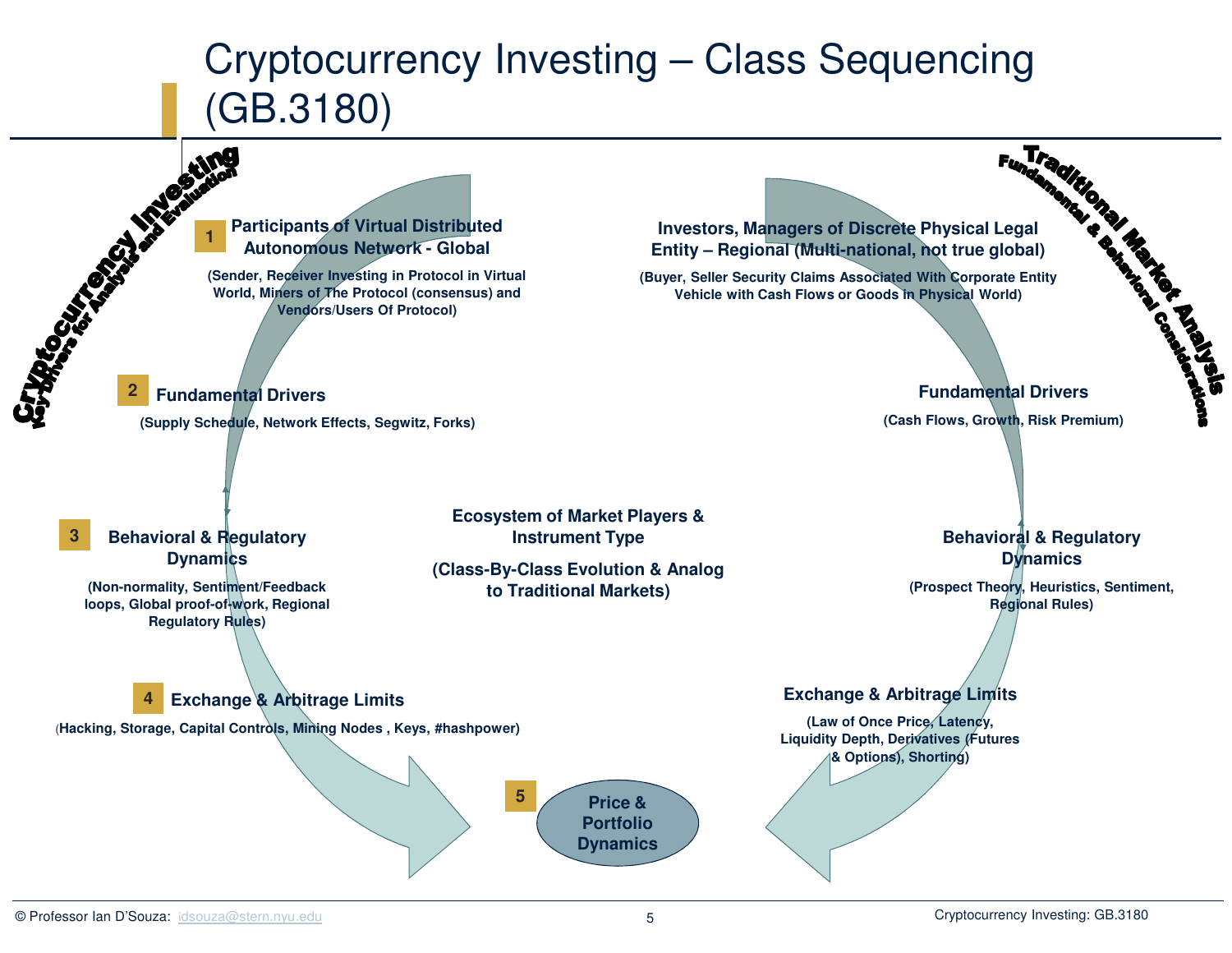# Cryptocurrency Investing – Class Sequencing (GB.3180)

**Cryptocurrency Investing**
**Key Drivers for Analysis and Evaluation**

**1 Participants of Virtual Distributed Autonomous Network - Global**

(Sender, Receiver Investing in Protocol in Virtual World, Miners of The Protocol (consensus) and Vendors/Users Of Protocol)

**2 Fundamental Drivers**

(Supply Schedule, Network Effects, Segwitz, Forks)

**3 Behavioral & Regulatory Dynamics**

(Non-normality, Sentiment/Feedback loops, Global proof-of-work, Regional Regulatory Rules)

**4 Exchange & Arbitrage Limits**

(Hacking, Storage, Capital Controls, Mining Nodes , Keys, #hashpower)

**Ecosystem of Market Players & Instrument Type**

**(Class-By-Class Evolution & Analog to Traditional Markets)**

**5 Price & Portfolio Dynamics**

**Traditional Market Analysis**
**Fundamental & Behavioral Considerations**

**Investors, Managers of Discrete Physical Legal Entity – Regional (Multi-national, not true global)**

(Buyer, Seller Security Claims Associated With Corporate Entity Vehicle with Cash Flows or Goods in Physical World)

**Fundamental Drivers**

(Cash Flows, Growth, Risk Premium)

**Behavioral & Regulatory Dynamics**

(Prospect Theory, Heuristics, Sentiment, Regional Rules)

**Exchange & Arbitrage Limits**

(Law of Once Price, Latency, Liquidity Depth, Derivatives (Futures & Options), Shorting)

© Professor Ian D'Souza: idsouza@stern.nyu.edu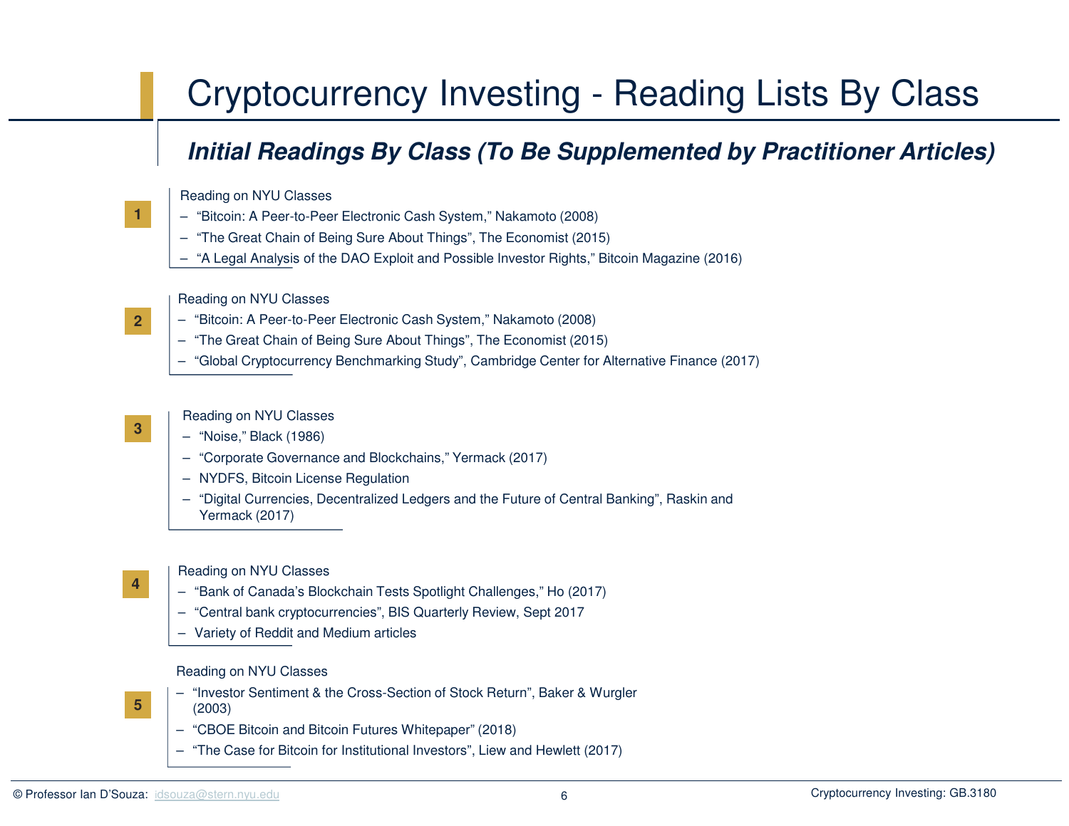# Cryptocurrency Investing - Reading Lists By Class

## *Initial Readings By Class (To Be Supplemented by Practitioner Articles)*

**1**

Reading on NYU Classes

- "Bitcoin: A Peer-to-Peer Electronic Cash System," Nakamoto (2008)
- "The Great Chain of Being Sure About Things", The Economist (2015)
- "A Legal Analysis of the DAO Exploit and Possible Investor Rights," Bitcoin Magazine (2016)

**2**

Reading on NYU Classes

- "Bitcoin: A Peer-to-Peer Electronic Cash System," Nakamoto (2008)
- "The Great Chain of Being Sure About Things", The Economist (2015)
- "Global Cryptocurrency Benchmarking Study", Cambridge Center for Alternative Finance (2017)

**3**

Reading on NYU Classes

- "Noise," Black (1986)
- "Corporate Governance and Blockchains," Yermack (2017)
- NYDFS, Bitcoin License Regulation
- "Digital Currencies, Decentralized Ledgers and the Future of Central Banking", Raskin and Yermack (2017)

**4**

Reading on NYU Classes

- "Bank of Canada's Blockchain Tests Spotlight Challenges," Ho (2017)
- "Central bank cryptocurrencies", BIS Quarterly Review, Sept 2017
- Variety of Reddit and Medium articles

**5**

Reading on NYU Classes

- "Investor Sentiment & the Cross-Section of Stock Return", Baker & Wurgler (2003)
- "CBOE Bitcoin and Bitcoin Futures Whitepaper" (2018)
- "The Case for Bitcoin for Institutional Investors", Liew and Hewlett (2017)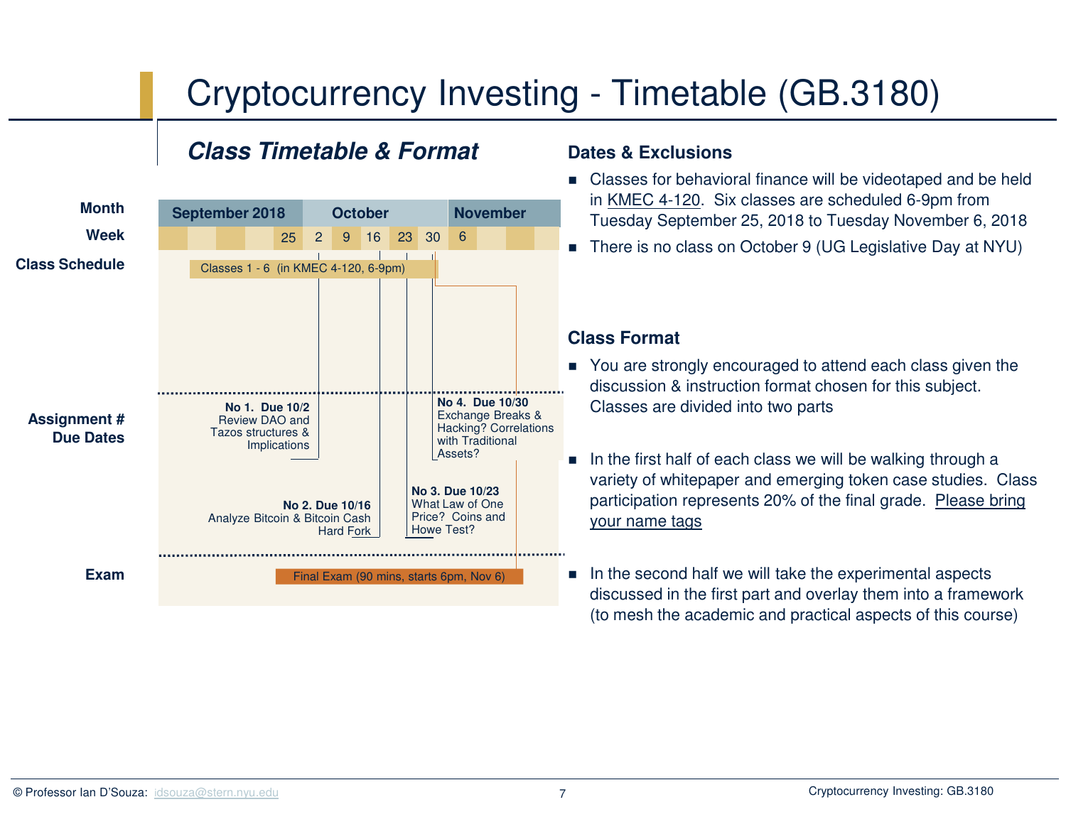# Cryptocurrency Investing - Timetable (GB.3180)

## *Class Timetable & Format*

**Month**: September 2018 | October | November

**Week**: 25 | 2 | 9 | 16 | 23 | 30 | 6

**Class Schedule**

Classes 1 - 6 (in KMEC 4-120, 6-9pm)

**Assignment # Due Dates**

**No 1. Due 10/2**
Review DAO and Tazos structures & Implications

**No 2. Due 10/16**
Analyze Bitcoin & Bitcoin Cash Hard Fork

**No 3. Due 10/23**
What Law of One Price? Coins and Howe Test?

**No 4. Due 10/30**
Exchange Breaks & Hacking? Correlations with Traditional Assets?

**Exam**

Final Exam (90 mins, starts 6pm, Nov 6)

### Dates & Exclusions

- Classes for behavioral finance will be videotaped and be held in KMEC 4-120. Six classes are scheduled 6-9pm from Tuesday September 25, 2018 to Tuesday November 6, 2018
- There is no class on October 9 (UG Legislative Day at NYU)

### Class Format

- You are strongly encouraged to attend each class given the discussion & instruction format chosen for this subject. Classes are divided into two parts
- In the first half of each class we will be walking through a variety of whitepaper and emerging token case studies. Class participation represents 20% of the final grade. Please bring your name tags
- In the second half we will take the experimental aspects discussed in the first part and overlay them into a framework (to mesh the academic and practical aspects of this course)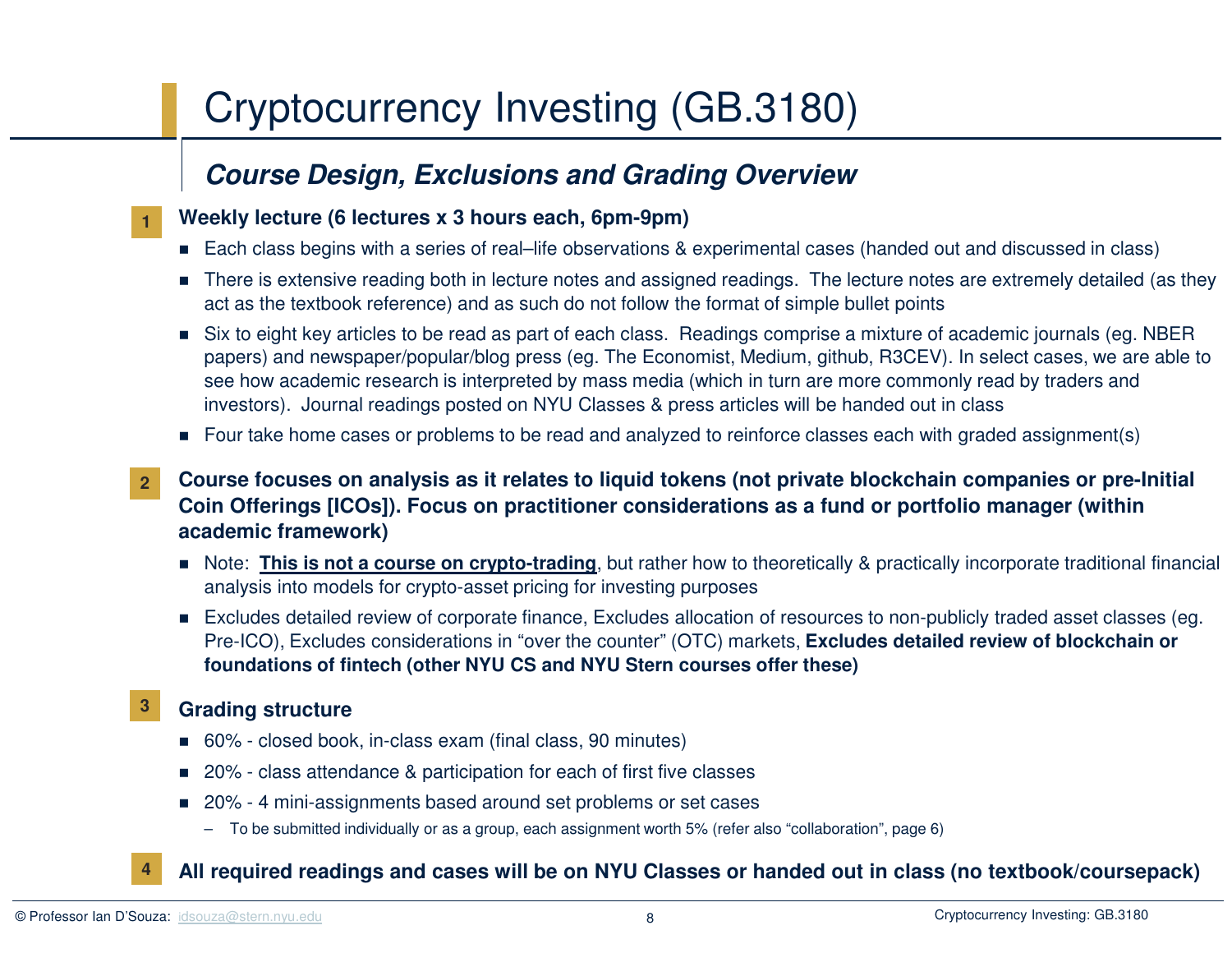# Cryptocurrency Investing (GB.3180)

## *Course Design, Exclusions and Grading Overview*

**1 Weekly lecture (6 lectures x 3 hours each, 6pm-9pm)**

- Each class begins with a series of real–life observations & experimental cases (handed out and discussed in class)
- There is extensive reading both in lecture notes and assigned readings. The lecture notes are extremely detailed (as they act as the textbook reference) and as such do not follow the format of simple bullet points
- Six to eight key articles to be read as part of each class. Readings comprise a mixture of academic journals (eg. NBER papers) and newspaper/popular/blog press (eg. The Economist, Medium, github, R3CEV). In select cases, we are able to see how academic research is interpreted by mass media (which in turn are more commonly read by traders and investors). Journal readings posted on NYU Classes & press articles will be handed out in class
- Four take home cases or problems to be read and analyzed to reinforce classes each with graded assignment(s)

**2 Course focuses on analysis as it relates to liquid tokens (not private blockchain companies or pre-Initial Coin Offerings [ICOs]). Focus on practitioner considerations as a fund or portfolio manager (within academic framework)**

- Note: **<u>This is not a course on crypto-trading</u>**, but rather how to theoretically & practically incorporate traditional financial analysis into models for crypto-asset pricing for investing purposes
- Excludes detailed review of corporate finance, Excludes allocation of resources to non-publicly traded asset classes (eg. Pre-ICO), Excludes considerations in "over the counter" (OTC) markets, **Excludes detailed review of blockchain or foundations of fintech (other NYU CS and NYU Stern courses offer these)**

**3 Grading structure**

- 60% - closed book, in-class exam (final class, 90 minutes)
- 20% - class attendance & participation for each of first five classes
- 20% - 4 mini-assignments based around set problems or set cases
  - To be submitted individually or as a group, each assignment worth 5% (refer also "collaboration", page 6)

**4 All required readings and cases will be on NYU Classes or handed out in class (no textbook/coursepack)**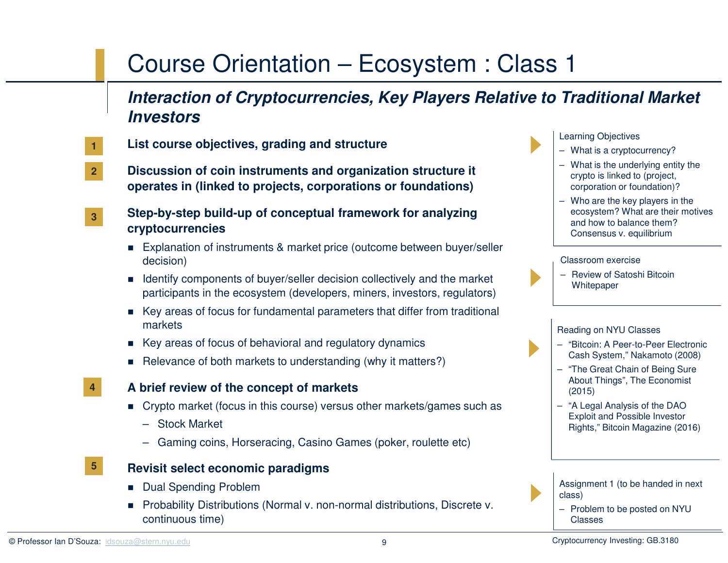# Course Orientation – Ecosystem : Class 1

***Interaction of Cryptocurrencies, Key Players Relative to Traditional Market Investors***

**1** **List course objectives, grading and structure**

**2** **Discussion of coin instruments and organization structure it operates in (linked to projects, corporations or foundations)**

**3** **Step-by-step build-up of conceptual framework for analyzing cryptocurrencies**

- Explanation of instruments & market price (outcome between buyer/seller decision)
- Identify components of buyer/seller decision collectively and the market participants in the ecosystem (developers, miners, investors, regulators)
- Key areas of focus for fundamental parameters that differ from traditional markets
- Key areas of focus of behavioral and regulatory dynamics
- Relevance of both markets to understanding (why it matters?)

**4** **A brief review of the concept of markets**

- Crypto market (focus in this course) versus other markets/games such as
  - Stock Market
  - Gaming coins, Horseracing, Casino Games (poker, roulette etc)

**5** **Revisit select economic paradigms**

- Dual Spending Problem
- Probability Distributions (Normal v. non-normal distributions, Discrete v. continuous time)

---

Learning Objectives
- What is a cryptocurrency?
- What is the underlying entity the crypto is linked to (project, corporation or foundation)?
- Who are the key players in the ecosystem? What are their motives and how to balance them? Consensus v. equilibrium

Classroom exercise
- Review of Satoshi Bitcoin Whitepaper

Reading on NYU Classes
- "Bitcoin: A Peer-to-Peer Electronic Cash System," Nakamoto (2008)
- "The Great Chain of Being Sure About Things", The Economist (2015)
- "A Legal Analysis of the DAO Exploit and Possible Investor Rights," Bitcoin Magazine (2016)

Assignment 1 (to be handed in next class)
- Problem to be posted on NYU Classes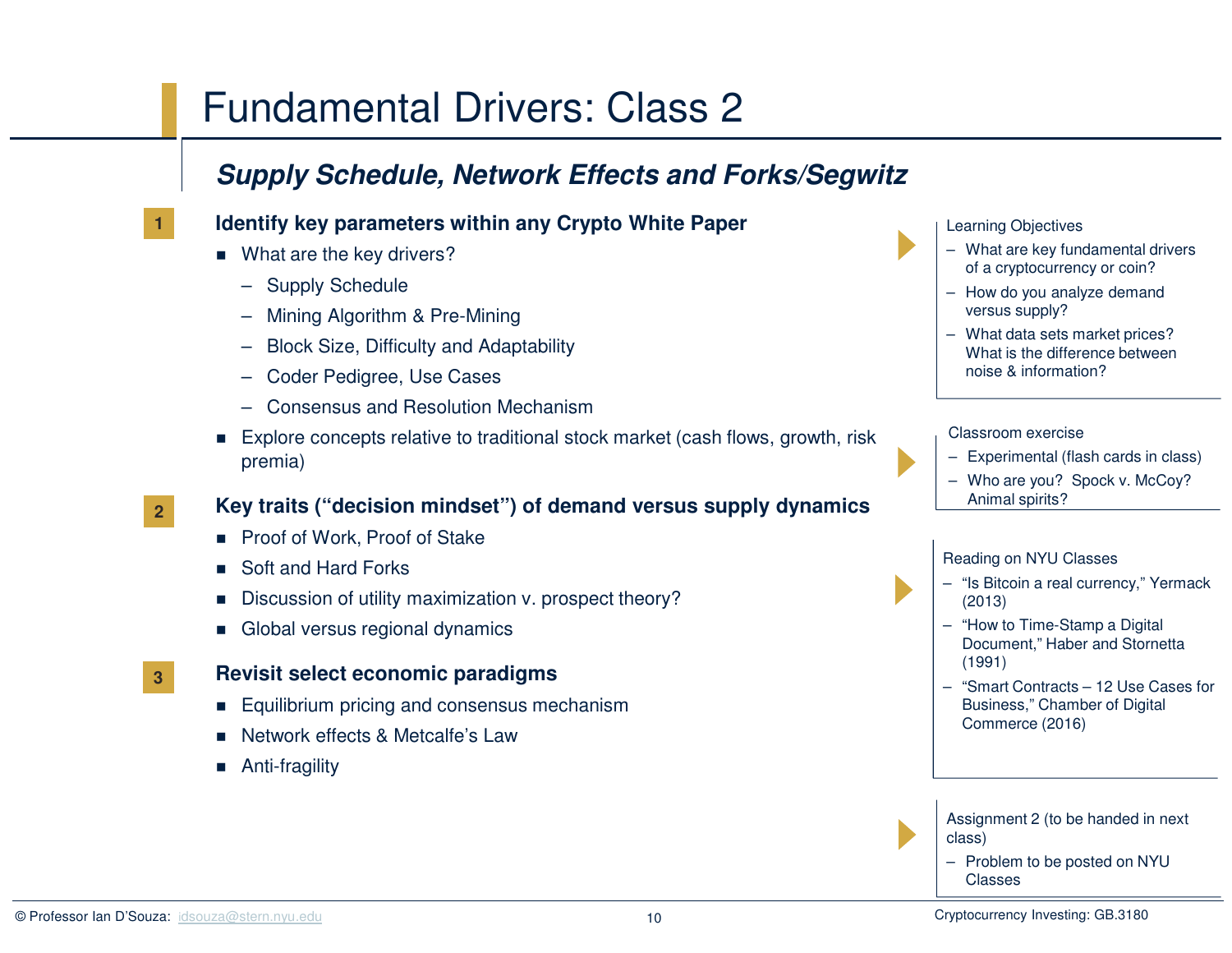# Fundamental Drivers: Class 2

## *Supply Schedule, Network Effects and Forks/Segwitz*

**1** **Identify key parameters within any Crypto White Paper**

- What are the key drivers?
  - Supply Schedule
  - Mining Algorithm & Pre-Mining
  - Block Size, Difficulty and Adaptability
  - Coder Pedigree, Use Cases
  - Consensus and Resolution Mechanism
- Explore concepts relative to traditional stock market (cash flows, growth, risk premia)

**2** **Key traits (“decision mindset”) of demand versus supply dynamics**

- Proof of Work, Proof of Stake
- Soft and Hard Forks
- Discussion of utility maximization v. prospect theory?
- Global versus regional dynamics

**3** **Revisit select economic paradigms**

- Equilibrium pricing and consensus mechanism
- Network effects & Metcalfe’s Law
- Anti-fragility

Learning Objectives
- What are key fundamental drivers of a cryptocurrency or coin?
- How do you analyze demand versus supply?
- What data sets market prices? What is the difference between noise & information?

Classroom exercise
- Experimental (flash cards in class)
- Who are you? Spock v. McCoy? Animal spirits?

Reading on NYU Classes
- “Is Bitcoin a real currency,” Yermack (2013)
- “How to Time-Stamp a Digital Document,” Haber and Stornetta (1991)
- “Smart Contracts – 12 Use Cases for Business,” Chamber of Digital Commerce (2016)

Assignment 2 (to be handed in next class)
- Problem to be posted on NYU Classes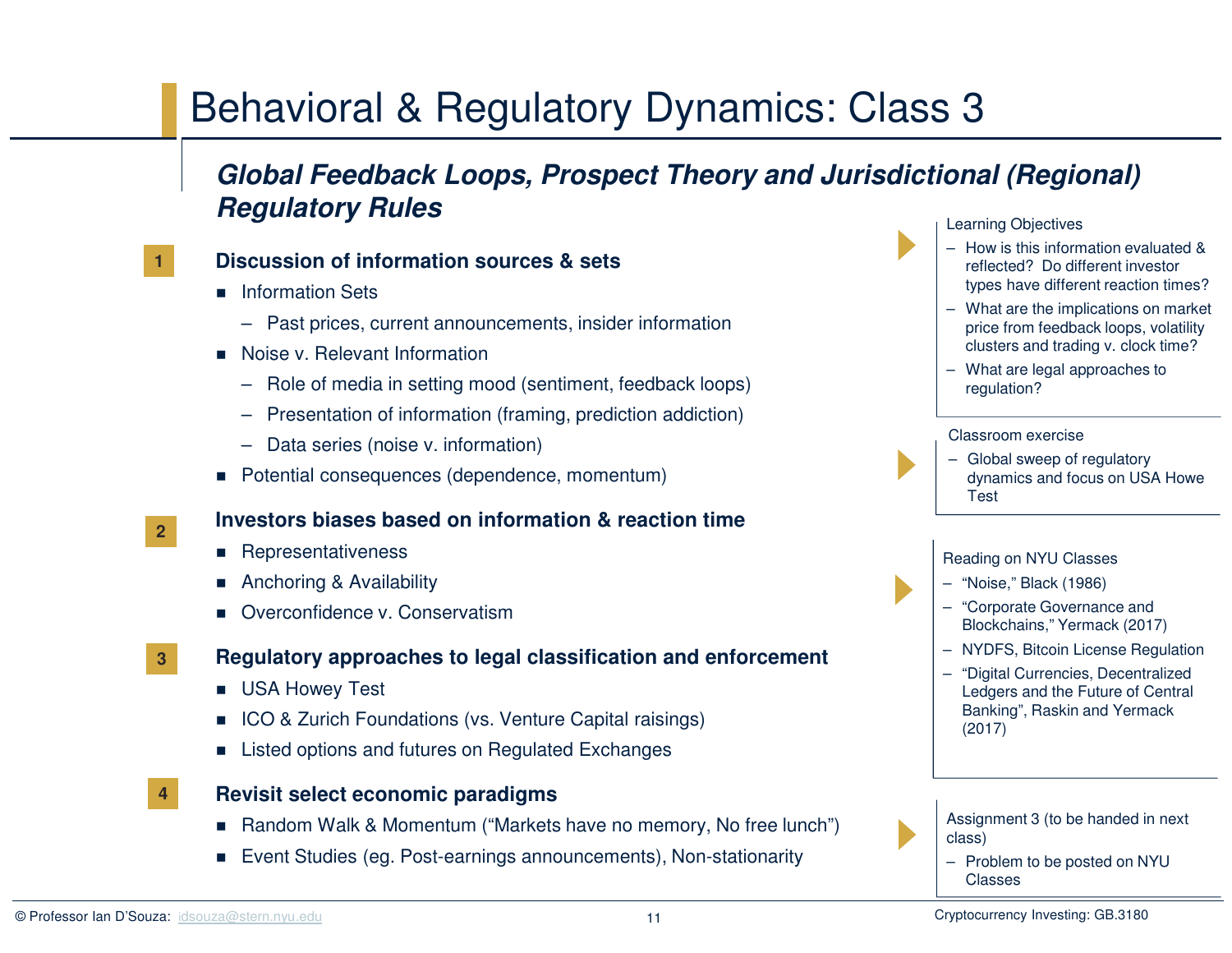# Behavioral & Regulatory Dynamics: Class 3

## *Global Feedback Loops, Prospect Theory and Jurisdictional (Regional) Regulatory Rules*

**1 Discussion of information sources & sets**

- Information Sets
  - Past prices, current announcements, insider information
- Noise v. Relevant Information
  - Role of media in setting mood (sentiment, feedback loops)
  - Presentation of information (framing, prediction addiction)
  - Data series (noise v. information)
- Potential consequences (dependence, momentum)

**2 Investors biases based on information & reaction time**

- Representativeness
- Anchoring & Availability
- Overconfidence v. Conservatism

**3 Regulatory approaches to legal classification and enforcement**

- USA Howey Test
- ICO & Zurich Foundations (vs. Venture Capital raisings)
- Listed options and futures on Regulated Exchanges

**4 Revisit select economic paradigms**

- Random Walk & Momentum ("Markets have no memory, No free lunch")
- Event Studies (eg. Post-earnings announcements), Non-stationarity

---

Learning Objectives

- How is this information evaluated & reflected? Do different investor types have different reaction times?
- What are the implications on market price from feedback loops, volatility clusters and trading v. clock time?
- What are legal approaches to regulation?

Classroom exercise

- Global sweep of regulatory dynamics and focus on USA Howe Test

Reading on NYU Classes

- "Noise," Black (1986)
- "Corporate Governance and Blockchains," Yermack (2017)
- NYDFS, Bitcoin License Regulation
- "Digital Currencies, Decentralized Ledgers and the Future of Central Banking", Raskin and Yermack (2017)

Assignment 3 (to be handed in next class)

- Problem to be posted on NYU Classes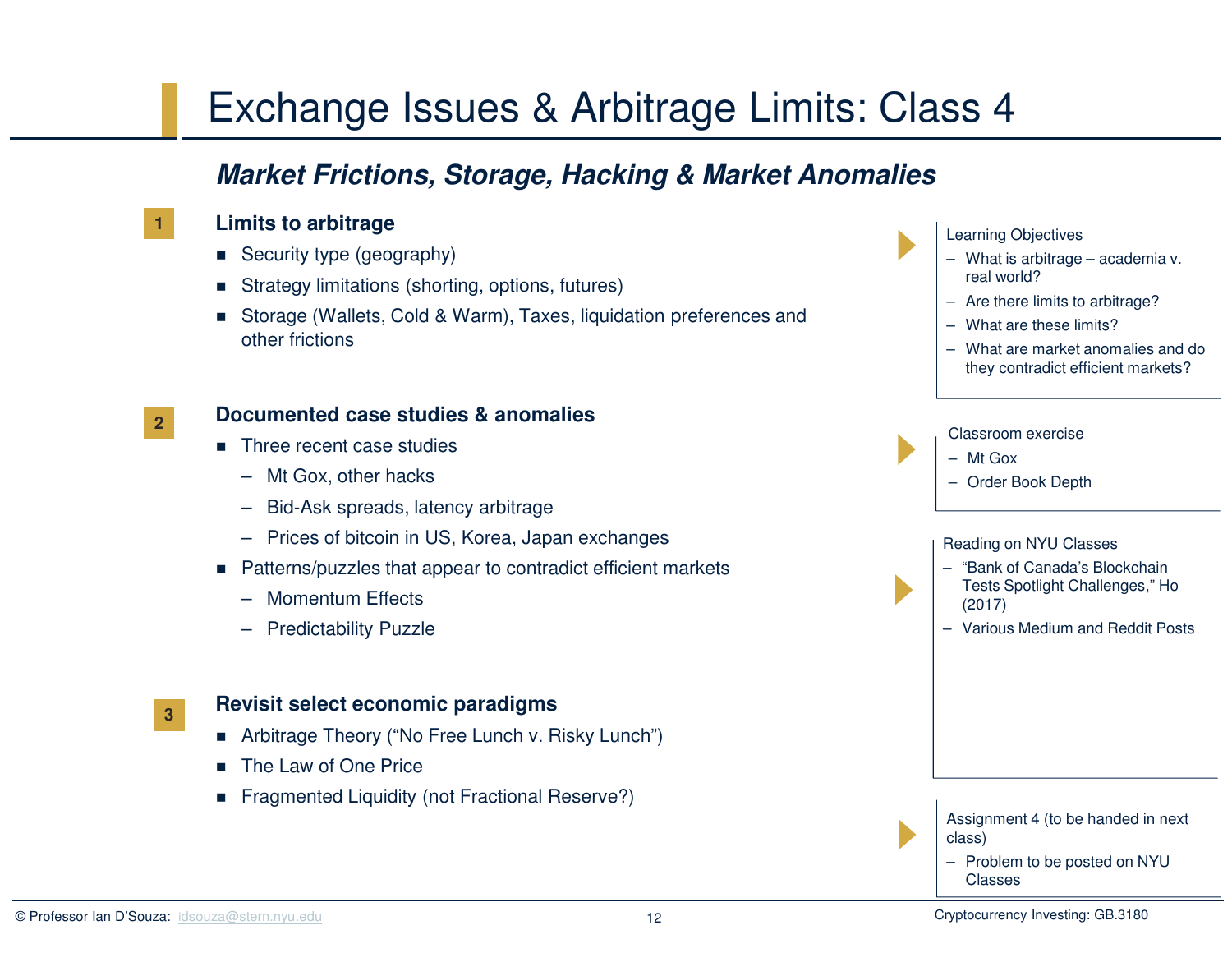# Exchange Issues & Arbitrage Limits: Class 4

## *Market Frictions, Storage, Hacking & Market Anomalies*

### 1 Limits to arbitrage

- Security type (geography)
- Strategy limitations (shorting, options, futures)
- Storage (Wallets, Cold & Warm), Taxes, liquidation preferences and other frictions

### 2 Documented case studies & anomalies

- Three recent case studies
  - Mt Gox, other hacks
  - Bid-Ask spreads, latency arbitrage
  - Prices of bitcoin in US, Korea, Japan exchanges
- Patterns/puzzles that appear to contradict efficient markets
  - Momentum Effects
  - Predictability Puzzle

### 3 Revisit select economic paradigms

- Arbitrage Theory ("No Free Lunch v. Risky Lunch")
- The Law of One Price
- Fragmented Liquidity (not Fractional Reserve?)

---

Learning Objectives
- What is arbitrage – academia v. real world?
- Are there limits to arbitrage?
- What are these limits?
- What are market anomalies and do they contradict efficient markets?

Classroom exercise
- Mt Gox
- Order Book Depth

Reading on NYU Classes
- "Bank of Canada's Blockchain Tests Spotlight Challenges," Ho (2017)
- Various Medium and Reddit Posts

Assignment 4 (to be handed in next class)
- Problem to be posted on NYU Classes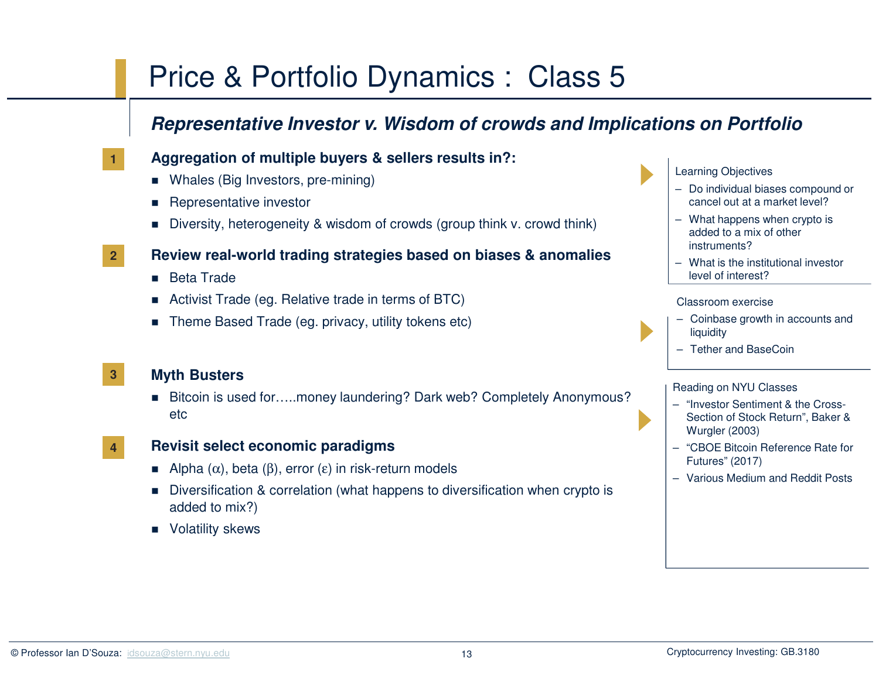# Price & Portfolio Dynamics : Class 5

***Representative Investor v. Wisdom of crowds and Implications on Portfolio***

**1** **Aggregation of multiple buyers & sellers results in?:**

- Whales (Big Investors, pre-mining)
- Representative investor
- Diversity, heterogeneity & wisdom of crowds (group think v. crowd think)

**2** **Review real-world trading strategies based on biases & anomalies**

- Beta Trade
- Activist Trade (eg. Relative trade in terms of BTC)
- Theme Based Trade (eg. privacy, utility tokens etc)

**3** **Myth Busters**

- Bitcoin is used for…..money laundering? Dark web? Completely Anonymous? etc

**4** **Revisit select economic paradigms**

- Alpha ($\alpha$), beta ($\beta$), error ($\varepsilon$) in risk-return models
- Diversification & correlation (what happens to diversification when crypto is added to mix?)
- Volatility skews

Learning Objectives

- Do individual biases compound or cancel out at a market level?
- What happens when crypto is added to a mix of other instruments?
- What is the institutional investor level of interest?

Classroom exercise

- Coinbase growth in accounts and liquidity
- Tether and BaseCoin

Reading on NYU Classes

- "Investor Sentiment & the Cross-Section of Stock Return", Baker & Wurgler (2003)
- "CBOE Bitcoin Reference Rate for Futures" (2017)
- Various Medium and Reddit Posts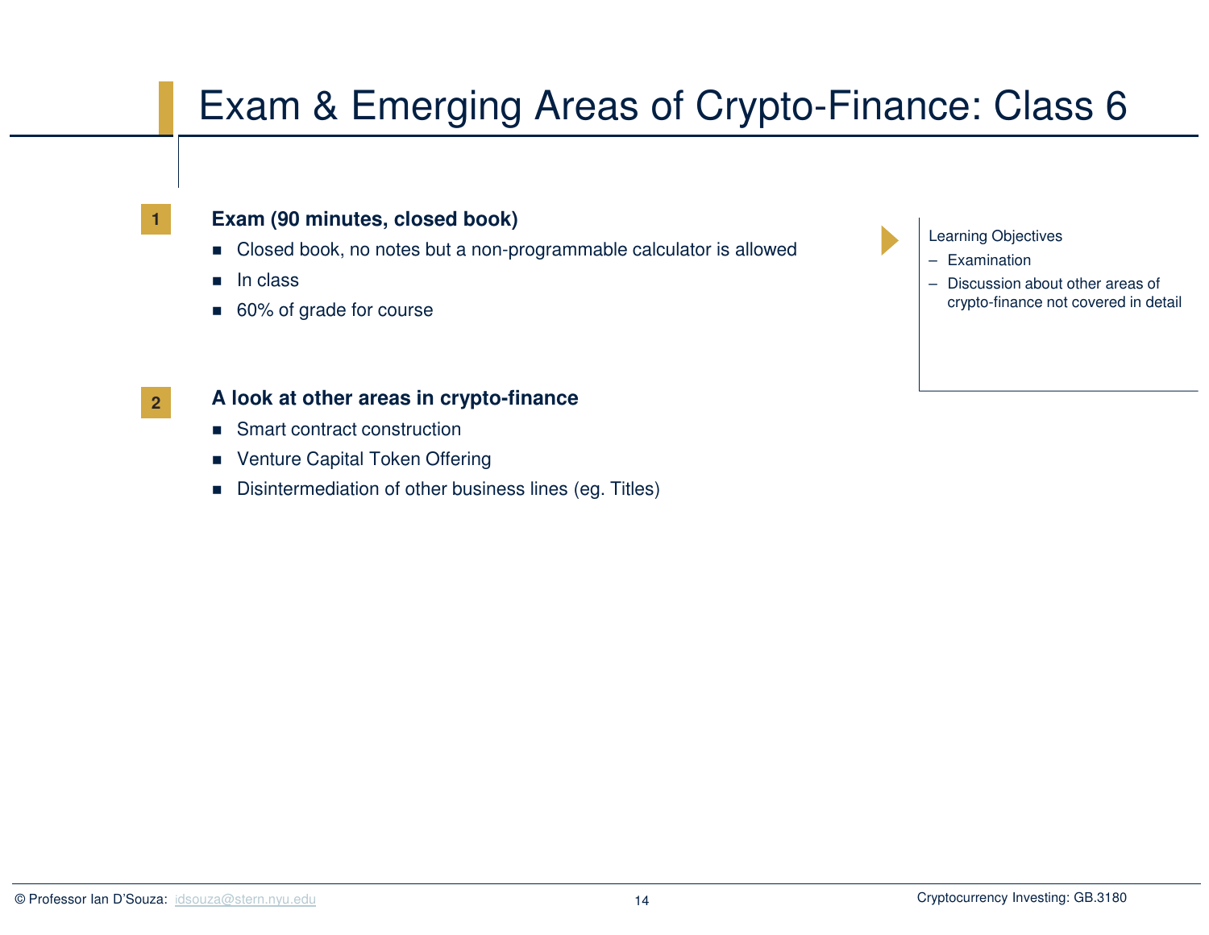# Exam & Emerging Areas of Crypto-Finance: Class 6

**1** **Exam (90 minutes, closed book)**

- Closed book, no notes but a non-programmable calculator is allowed
- In class
- 60% of grade for course

**2** **A look at other areas in crypto-finance**

- Smart contract construction
- Venture Capital Token Offering
- Disintermediation of other business lines (eg. Titles)

Learning Objectives

- Examination
- Discussion about other areas of crypto-finance not covered in detail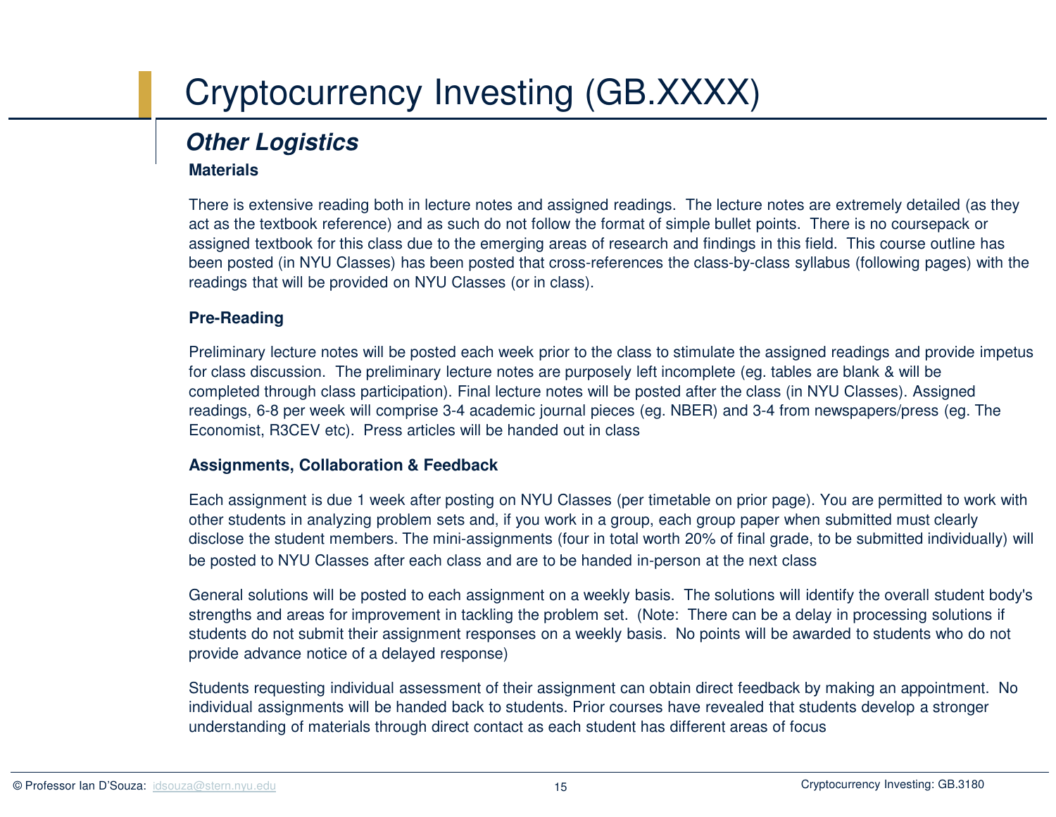# Cryptocurrency Investing (GB.XXXX)

## *Other Logistics*

**Materials**

There is extensive reading both in lecture notes and assigned readings. The lecture notes are extremely detailed (as they act as the textbook reference) and as such do not follow the format of simple bullet points. There is no coursepack or assigned textbook for this class due to the emerging areas of research and findings in this field. This course outline has been posted (in NYU Classes) has been posted that cross-references the class-by-class syllabus (following pages) with the readings that will be provided on NYU Classes (or in class).

**Pre-Reading**

Preliminary lecture notes will be posted each week prior to the class to stimulate the assigned readings and provide impetus for class discussion. The preliminary lecture notes are purposely left incomplete (eg. tables are blank & will be completed through class participation). Final lecture notes will be posted after the class (in NYU Classes). Assigned readings, 6-8 per week will comprise 3-4 academic journal pieces (eg. NBER) and 3-4 from newspapers/press (eg. The Economist, R3CEV etc). Press articles will be handed out in class

**Assignments, Collaboration & Feedback**

Each assignment is due 1 week after posting on NYU Classes (per timetable on prior page). You are permitted to work with other students in analyzing problem sets and, if you work in a group, each group paper when submitted must clearly disclose the student members. The mini-assignments (four in total worth 20% of final grade, to be submitted individually) will be posted to NYU Classes after each class and are to be handed in-person at the next class

General solutions will be posted to each assignment on a weekly basis. The solutions will identify the overall student body's strengths and areas for improvement in tackling the problem set. (Note: There can be a delay in processing solutions if students do not submit their assignment responses on a weekly basis. No points will be awarded to students who do not provide advance notice of a delayed response)

Students requesting individual assessment of their assignment can obtain direct feedback by making an appointment. No individual assignments will be handed back to students. Prior courses have revealed that students develop a stronger understanding of materials through direct contact as each student has different areas of focus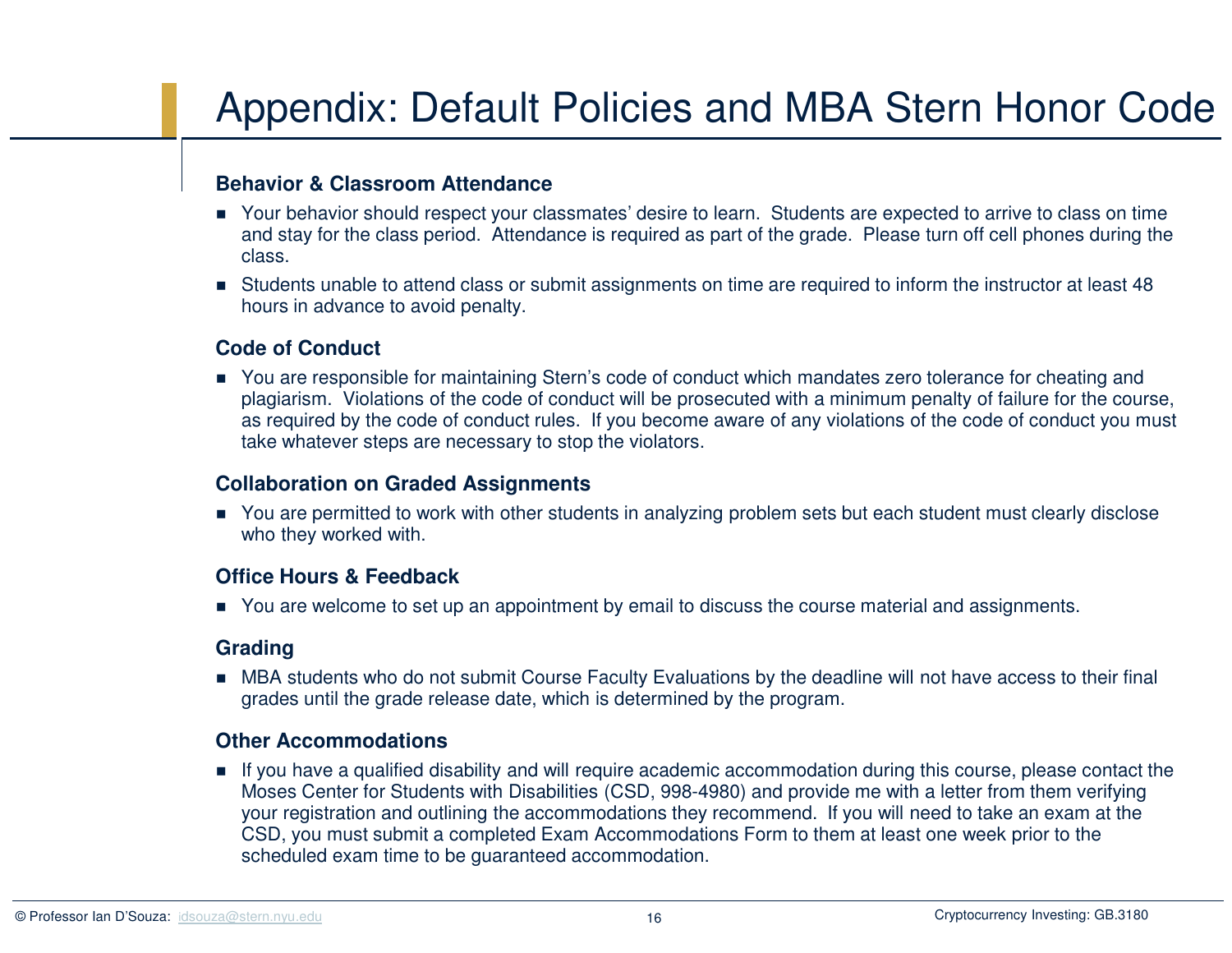# Appendix: Default Policies and MBA Stern Honor Code

### Behavior & Classroom Attendance

- Your behavior should respect your classmates' desire to learn. Students are expected to arrive to class on time and stay for the class period. Attendance is required as part of the grade. Please turn off cell phones during the class.
- Students unable to attend class or submit assignments on time are required to inform the instructor at least 48 hours in advance to avoid penalty.

### Code of Conduct

- You are responsible for maintaining Stern's code of conduct which mandates zero tolerance for cheating and plagiarism. Violations of the code of conduct will be prosecuted with a minimum penalty of failure for the course, as required by the code of conduct rules. If you become aware of any violations of the code of conduct you must take whatever steps are necessary to stop the violators.

### Collaboration on Graded Assignments

- You are permitted to work with other students in analyzing problem sets but each student must clearly disclose who they worked with.

### Office Hours & Feedback

- You are welcome to set up an appointment by email to discuss the course material and assignments.

### Grading

- MBA students who do not submit Course Faculty Evaluations by the deadline will not have access to their final grades until the grade release date, which is determined by the program.

### Other Accommodations

- If you have a qualified disability and will require academic accommodation during this course, please contact the Moses Center for Students with Disabilities (CSD, 998-4980) and provide me with a letter from them verifying your registration and outlining the accommodations they recommend. If you will need to take an exam at the CSD, you must submit a completed Exam Accommodations Form to them at least one week prior to the scheduled exam time to be guaranteed accommodation.